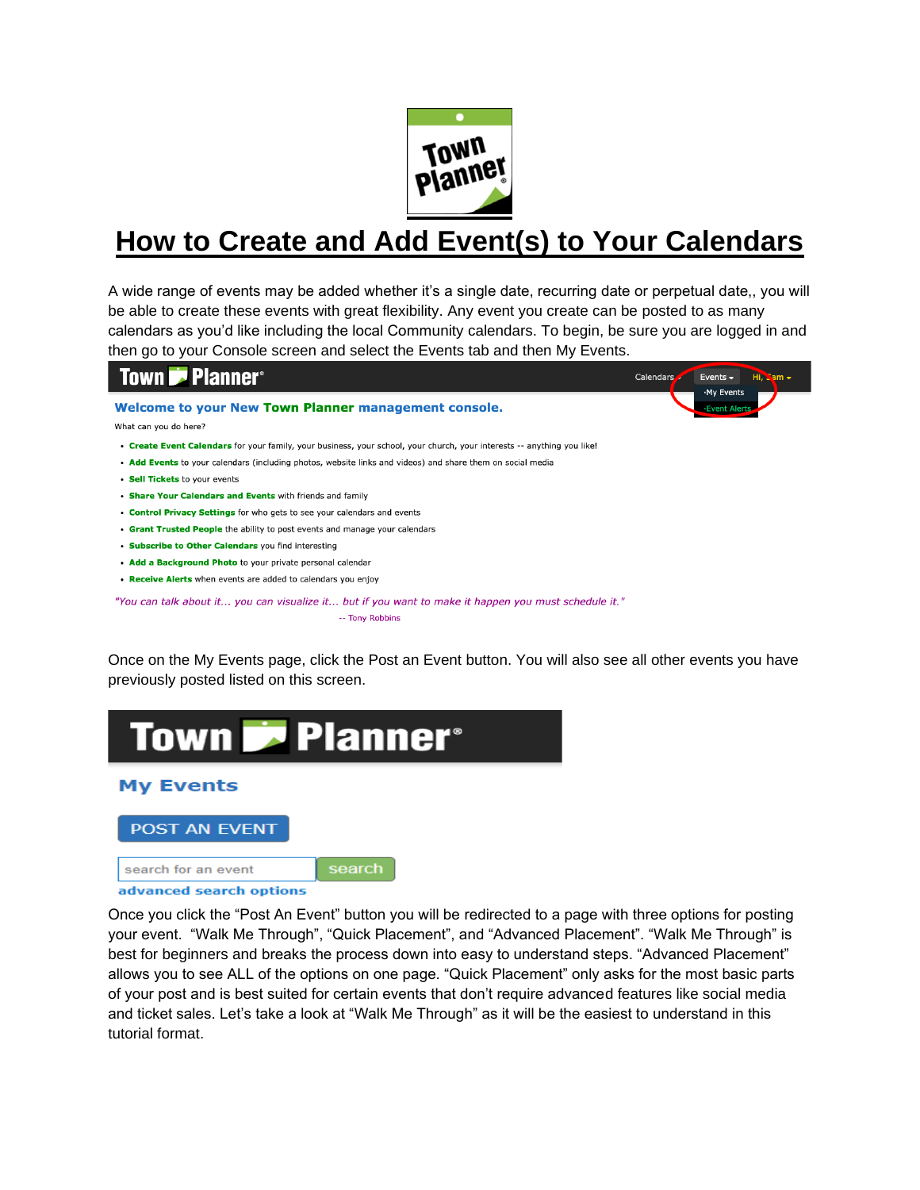# How to Create and Add Event(s) to Your Calendars

A wide range of events may be added whether it's a single date, recurring date or perpetual date,, you will be able to create these events with great flexibility. Any event you create can be posted to as many calendars as you'd like including the local Community calendars. To begin, be sure you are logged in and then go to your Console screen and select the Events tab and then My Events.

Calendars | Events | Hi, Sam

·My Events
·Event Alerts

**Welcome to your New Town Planner management console.**

What can you do here?

- **Create Event Calendars** for your family, your business, your school, your church, your interests -- anything you like!
- **Add Events** to your calendars (including photos, website links and videos) and share them on social media
- **Sell Tickets** to your events
- **Share Your Calendars and Events** with friends and family
- **Control Privacy Settings** for who gets to see your calendars and events
- **Grant Trusted People** the ability to post events and manage your calendars
- **Subscribe to Other Calendars** you find interesting
- **Add a Background Photo** to your private personal calendar
- **Receive Alerts** when events are added to calendars you enjoy

*"You can talk about it... you can visualize it... but if you want to make it happen you must schedule it."*

-- Tony Robbins

Once on the My Events page, click the Post an Event button. You will also see all other events you have previously posted listed on this screen.

**My Events**

POST AN EVENT

search for an event | search

advanced search options

Once you click the "Post An Event" button you will be redirected to a page with three options for posting your event. "Walk Me Through", "Quick Placement", and "Advanced Placement". "Walk Me Through" is best for beginners and breaks the process down into easy to understand steps. "Advanced Placement" allows you to see ALL of the options on one page. "Quick Placement" only asks for the most basic parts of your post and is best suited for certain events that don't require advanced features like social media and ticket sales. Let's take a look at "Walk Me Through" as it will be the easiest to understand in this tutorial format.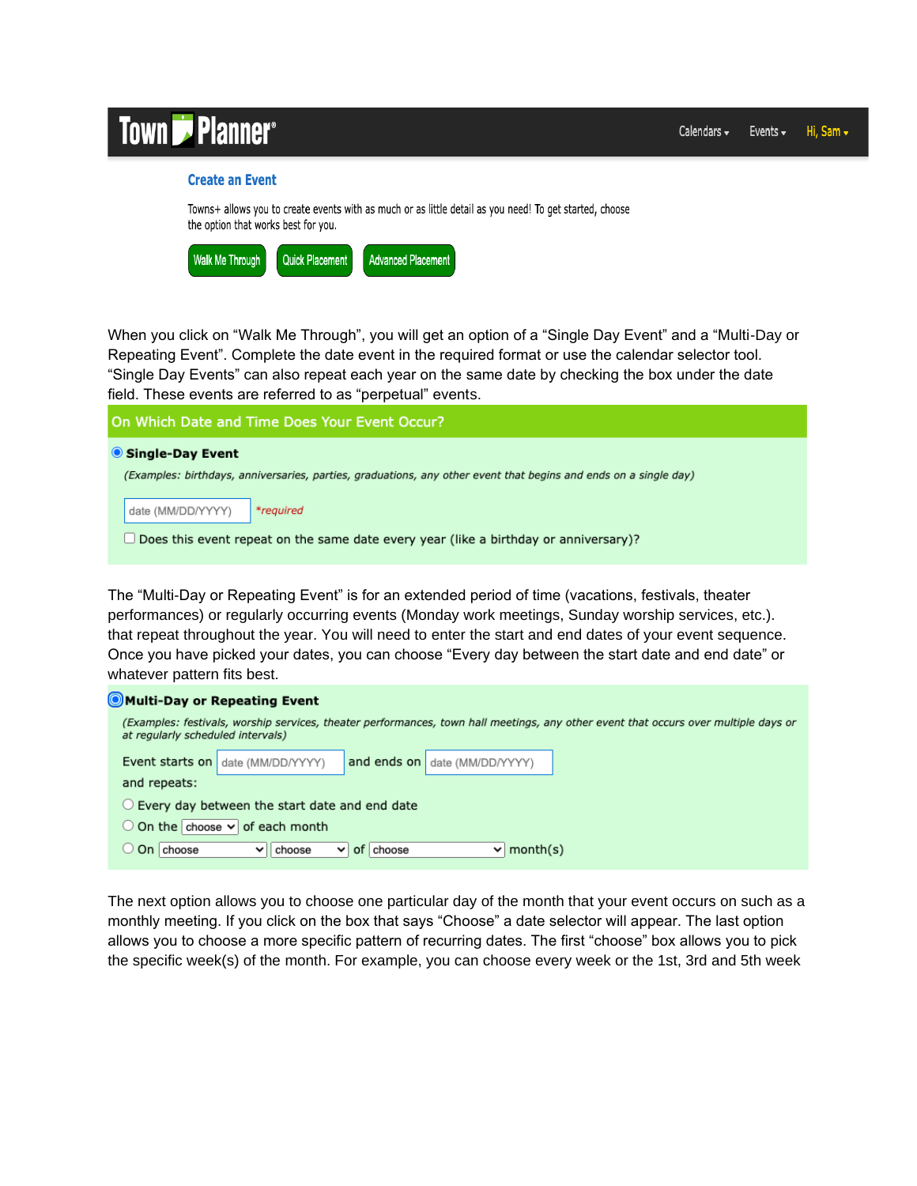**Town Planner** — Calendars ▾ | Events ▾ | Hi, Sam ▾

## Create an Event

Towns+ allows you to create events with as much or as little detail as you need! To get started, choose the option that works best for you.

Walk Me Through | Quick Placement | Advanced Placement

When you click on "Walk Me Through", you will get an option of a "Single Day Event" and a "Multi-Day or Repeating Event". Complete the date event in the required format or use the calendar selector tool. "Single Day Events" can also repeat each year on the same date by checking the box under the date field. These events are referred to as "perpetual" events.

**On Which Date and Time Does Your Event Occur?**

◉ **Single-Day Event**

*(Examples: birthdays, anniversaries, parties, graduations, any other event that begins and ends on a single day)*

date (MM/DD/YYYY) *\*required*

☐ Does this event repeat on the same date every year (like a birthday or anniversary)?

The "Multi-Day or Repeating Event" is for an extended period of time (vacations, festivals, theater performances) or regularly occurring events (Monday work meetings, Sunday worship services, etc.). that repeat throughout the year. You will need to enter the start and end dates of your event sequence. Once you have picked your dates, you can choose "Every day between the start date and end date" or whatever pattern fits best.

◉ **Multi-Day or Repeating Event**

*(Examples: festivals, worship services, theater performances, town hall meetings, any other event that occurs over multiple days or at regularly scheduled intervals)*

Event starts on date (MM/DD/YYYY) and ends on date (MM/DD/YYYY)

and repeats:

○ Every day between the start date and end date

○ On the choose of each month

○ On choose choose of choose month(s)

The next option allows you to choose one particular day of the month that your event occurs on such as a monthly meeting. If you click on the box that says "Choose" a date selector will appear. The last option allows you to choose a more specific pattern of recurring dates. The first "choose" box allows you to pick the specific week(s) of the month. For example, you can choose every week or the 1st, 3rd and 5th week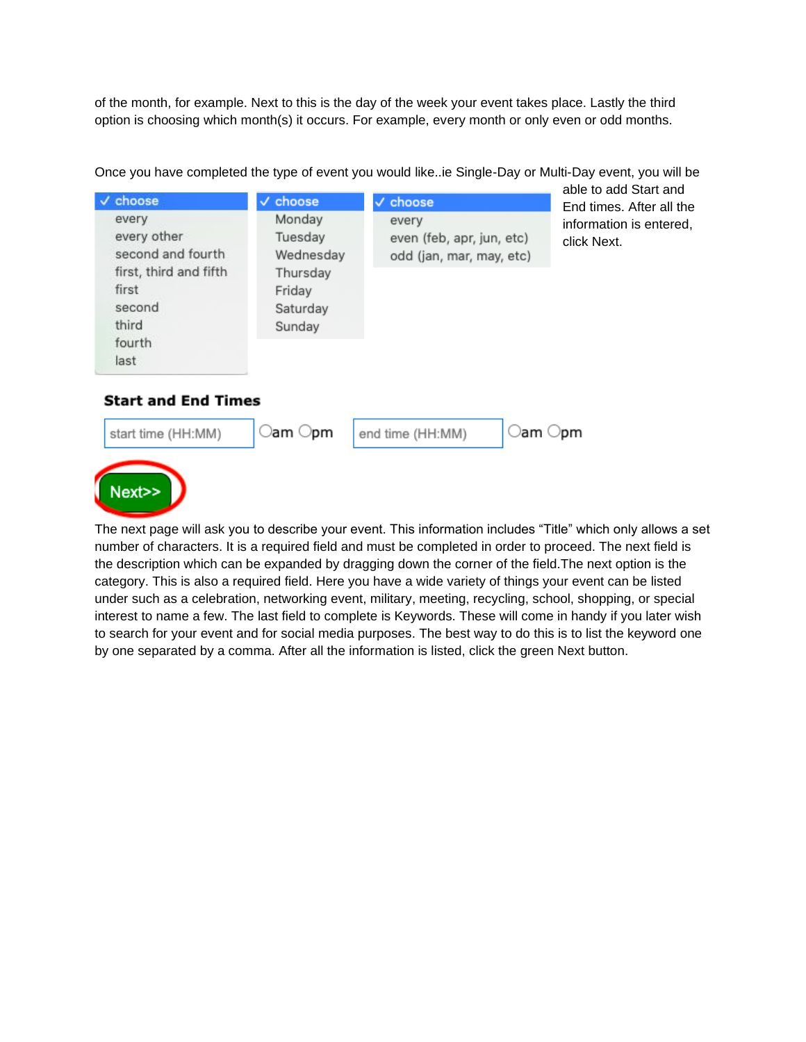of the month, for example. Next to this is the day of the week your event takes place. Lastly the third option is choosing which month(s) it occurs. For example, every month or only even or odd months.

Once you have completed the type of event you would like..ie Single-Day or Multi-Day event, you will be able to add Start and End times. After all the information is entered, click Next.

✓ choose
every
every other
second and fourth
first, third and fifth
first
second
third
fourth
last

✓ choose
Monday
Tuesday
Wednesday
Thursday
Friday
Saturday
Sunday

✓ choose
every
even (feb, apr, jun, etc)
odd (jan, mar, may, etc)

**Start and End Times**

start time (HH:MM) ○am ○pm end time (HH:MM) ○am ○pm

Next>>

The next page will ask you to describe your event. This information includes "Title" which only allows a set number of characters. It is a required field and must be completed in order to proceed. The next field is the description which can be expanded by dragging down the corner of the field.The next option is the category. This is also a required field. Here you have a wide variety of things your event can be listed under such as a celebration, networking event, military, meeting, recycling, school, shopping, or special interest to name a few. The last field to complete is Keywords. These will come in handy if you later wish to search for your event and for social media purposes. The best way to do this is to list the keyword one by one separated by a comma. After all the information is listed, click the green Next button.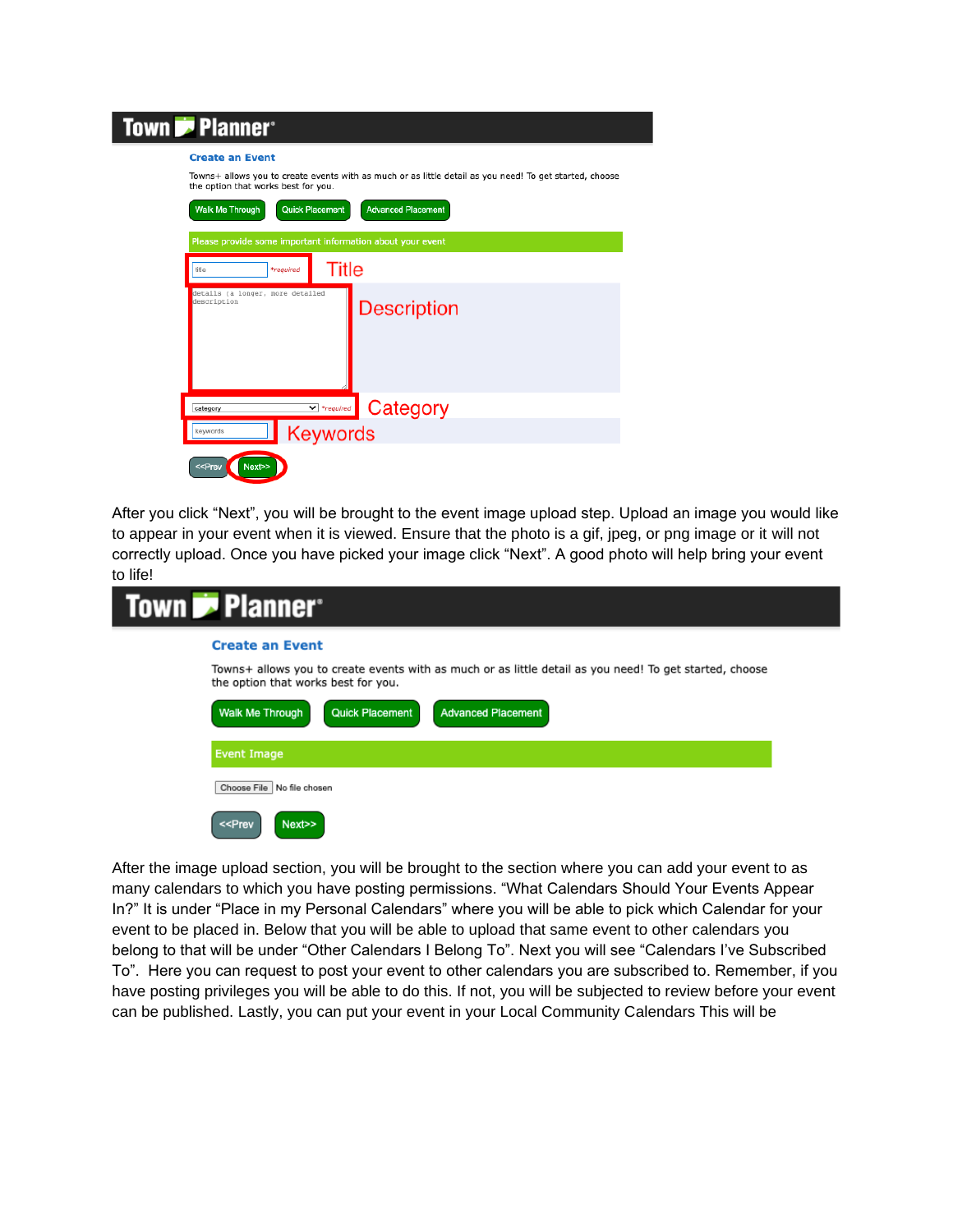After you click "Next", you will be brought to the event image upload step. Upload an image you would like to appear in your event when it is viewed. Ensure that the photo is a gif, jpeg, or png image or it will not correctly upload. Once you have picked your image click "Next". A good photo will help bring your event to life!

After the image upload section, you will be brought to the section where you can add your event to as many calendars to which you have posting permissions. "What Calendars Should Your Events Appear In?" It is under "Place in my Personal Calendars" where you will be able to pick which Calendar for your event to be placed in. Below that you will be able to upload that same event to other calendars you belong to that will be under "Other Calendars I Belong To". Next you will see "Calendars I've Subscribed To". Here you can request to post your event to other calendars you are subscribed to. Remember, if you have posting privileges you will be able to do this. If not, you will be subjected to review before your event can be published. Lastly, you can put your event in your Local Community Calendars This will be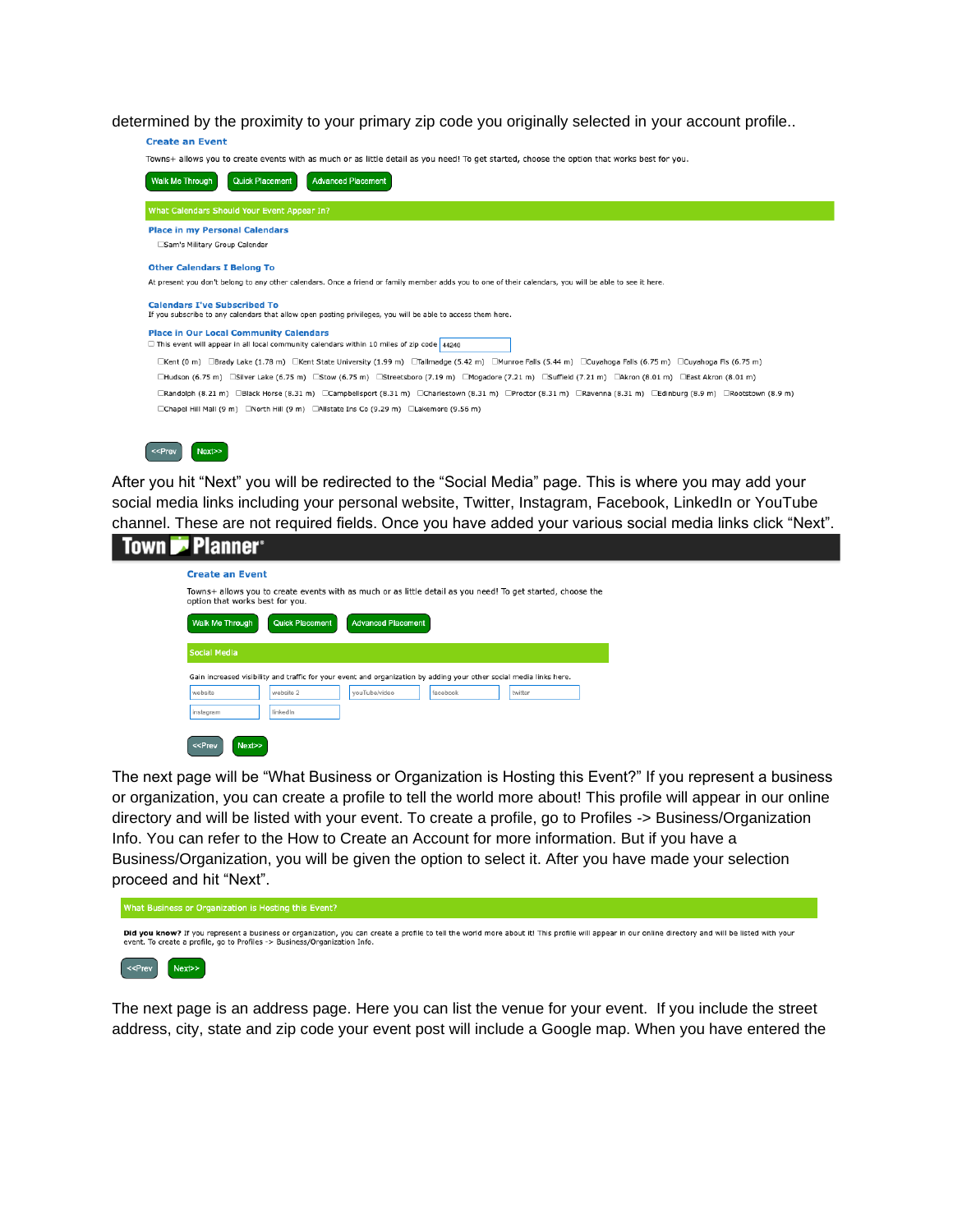determined by the proximity to your primary zip code you originally selected in your account profile..

**Create an Event**

Towns+ allows you to create events with as much or as little detail as you need! To get started, choose the option that works best for you.

Walk Me Through | Quick Placement | Advanced Placement

**What Calendars Should Your Event Appear In?**

**Place in my Personal Calendars**

☐Sam's Military Group Calendar

**Other Calendars I Belong To**

At present you don't belong to any other calendars. Once a friend or family member adds you to one of their calendars, you will be able to see it here.

**Calendars I've Subscribed To**

If you subscribe to any calendars that allow open posting privileges, you will be able to access them here.

**Place in Our Local Community Calendars**

☐ This event will appear in all local community calendars within 10 miles of zip code 44240

☐Kent (0 m) ☐Brady Lake (1.78 m) ☐Kent State University (1.99 m) ☐Tallmadge (5.42 m) ☐Munroe Falls (5.44 m) ☐Cuyahoga Falls (6.75 m) ☐Cuyahoga Fls (6.75 m)
☐Hudson (6.75 m) ☐Silver Lake (6.75 m) ☐Stow (6.75 m) ☐Streetsboro (7.19 m) ☐Mogadore (7.21 m) ☐Suffield (7.21 m) ☐Akron (8.01 m) ☐East Akron (8.01 m)
☐Randolph (8.21 m) ☐Black Horse (8.31 m) ☐Campbellsport (8.31 m) ☐Charlestown (8.31 m) ☐Proctor (8.31 m) ☐Ravenna (8.31 m) ☐Edinburg (8.9 m) ☐Rootstown (8.9 m)
☐Chapel Hill Mall (9 m) ☐North Hill (9 m) ☐Allstate Ins Co (9.29 m) ☐Lakemore (9.56 m)

<<Prev | Next>>

After you hit "Next" you will be redirected to the "Social Media" page. This is where you may add your social media links including your personal website, Twitter, Instagram, Facebook, LinkedIn or YouTube channel. These are not required fields. Once you have added your various social media links click "Next".

**Town Planner®**

**Create an Event**

Towns+ allows you to create events with as much or as little detail as you need! To get started, choose the option that works best for you.

Walk Me Through | Quick Placement | Advanced Placement

**Social Media**

Gain increased visibility and traffic for your event and organization by adding your other social media links here.

website | website 2 | youTube/video | facebook | twitter
instagram | linkedin

<<Prev | Next>>

The next page will be "What Business or Organization is Hosting this Event?" If you represent a business or organization, you can create a profile to tell the world more about! This profile will appear in our online directory and will be listed with your event. To create a profile, go to Profiles -> Business/Organization Info. You can refer to the How to Create an Account for more information. But if you have a Business/Organization, you will be given the option to select it. After you have made your selection proceed and hit "Next".

**What Business or Organization is Hosting this Event?**

**Did you know?** If you represent a business or organization, you can create a profile to tell the world more about it! This profile will appear in our online directory and will be listed with your event. To create a profile, go to Profiles -> Business/Organization Info.

<<Prev | Next>>

The next page is an address page. Here you can list the venue for your event. If you include the street address, city, state and zip code your event post will include a Google map. When you have entered the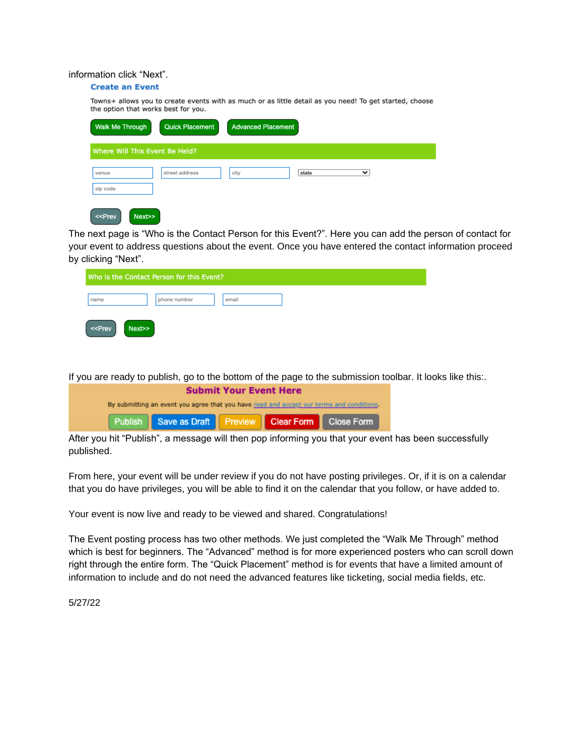information click "Next".

**Create an Event**

Towns+ allows you to create events with as much or as little detail as you need! To get started, choose the option that works best for you.

Walk Me Through | Quick Placement | Advanced Placement

**Where Will This Event Be Held?**

venue | street address | city | state

zip code

<<Prev | Next>>

The next page is "Who is the Contact Person for this Event?". Here you can add the person of contact for your event to address questions about the event. Once you have entered the contact information proceed by clicking "Next".

**Who is the Contact Person for this Event?**

name | phone number | email

<<Prev | Next>>

If you are ready to publish, go to the bottom of the page to the submission toolbar. It looks like this:.

**Submit Your Event Here**

By submitting an event you agree that you have read and accept our terms and conditions.

Publish | Save as Draft | Preview | Clear Form | Close Form

After you hit "Publish", a message will then pop informing you that your event has been successfully published.

From here, your event will be under review if you do not have posting privileges. Or, if it is on a calendar that you do have privileges, you will be able to find it on the calendar that you follow, or have added to.

Your event is now live and ready to be viewed and shared. Congratulations!

The Event posting process has two other methods. We just completed the "Walk Me Through" method which is best for beginners. The "Advanced" method is for more experienced posters who can scroll down right through the entire form. The "Quick Placement" method is for events that have a limited amount of information to include and do not need the advanced features like ticketing, social media fields, etc.

5/27/22